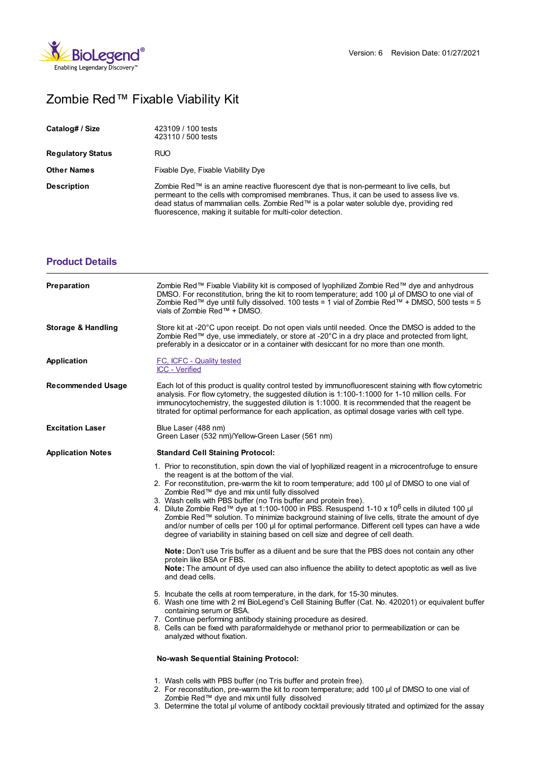# Zombie Red™ Fixable Viability Kit

| | |
|---|---|
| **Catalog# / Size** | 423109 / 100 tests<br>423110 / 500 tests |
| **Regulatory Status** | RUO |
| **Other Names** | Fixable Dye, Fixable Viability Dye |
| **Description** | Zombie Red™ is an amine reactive fluorescent dye that is non-permeant to live cells, but permeant to the cells with compromised membranes. Thus, it can be used to assess live vs. dead status of mammalian cells. Zombie Red™ is a polar water soluble dye, providing red fluorescence, making it suitable for multi-color detection. |

## Product Details

**Preparation**

Zombie Red™ Fixable Viability kit is composed of lyophilized Zombie Red™ dye and anhydrous DMSO. For reconstitution, bring the kit to room temperature; add 100 µl of DMSO to one vial of Zombie Red™ dye until fully dissolved. 100 tests = 1 vial of Zombie Red™ + DMSO, 500 tests = 5 vials of Zombie Red™ + DMSO.

**Storage & Handling**

Store kit at -20°C upon receipt. Do not open vials until needed. Once the DMSO is added to the Zombie Red™ dye, use immediately, or store at -20°C in a dry place and protected from light, preferably in a desiccator or in a container with desiccant for no more than one month.

**Application**

FC, ICFC - Quality tested
ICC - Verified

**Recommended Usage**

Each lot of this product is quality control tested by immunofluorescent staining with flow cytometric analysis. For flow cytometry, the suggested dilution is 1:100-1:1000 for 1-10 million cells. For immunocytochemistry, the suggested dilution is 1:1000. It is recommended that the reagent be titrated for optimal performance for each application, as optimal dosage varies with cell type.

**Excitation Laser**

Blue Laser (488 nm)
Green Laser (532 nm)/Yellow-Green Laser (561 nm)

**Application Notes**

**Standard Cell Staining Protocol:**

1. Prior to reconstitution, spin down the vial of lyophilized reagent in a microcentrofuge to ensure the reagent is at the bottom of the vial.
2. For reconstitution, pre-warm the kit to room temperature; add 100 µl of DMSO to one vial of Zombie Red™ dye and mix until fully dissolved
3. Wash cells with PBS buffer (no Tris buffer and protein free).
4. Dilute Zombie Red™ dye at 1:100-1000 in PBS. Resuspend 1-10 x $10^6$ cells in diluted 100 µl Zombie Red™ solution. To minimize background staining of live cells, titrate the amount of dye and/or number of cells per 100 µl for optimal performance. Different cell types can have a wide degree of variability in staining based on cell size and degree of cell death.

   **Note:** Don't use Tris buffer as a diluent and be sure that the PBS does not contain any other protein like BSA or FBS.
   **Note:** The amount of dye used can also influence the ability to detect apoptotic as well as live and dead cells.

5. Incubate the cells at room temperature, in the dark, for 15-30 minutes.
6. Wash one time with 2 ml BioLegend's Cell Staining Buffer (Cat. No. 420201) or equivalent buffer containing serum or BSA.
7. Continue performing antibody staining procedure as desired.
8. Cells can be fixed with paraformaldehyde or methanol prior to permeabilization or can be analyzed without fixation.

**No-wash Sequential Staining Protocol:**

1. Wash cells with PBS buffer (no Tris buffer and protein free).
2. For reconstitution, pre-warm the kit to room temperature; add 100 µl of DMSO to one vial of Zombie Red™ dye and mix until fully dissolved
3. Determine the total µl volume of antibody cocktail previously titrated and optimized for the assay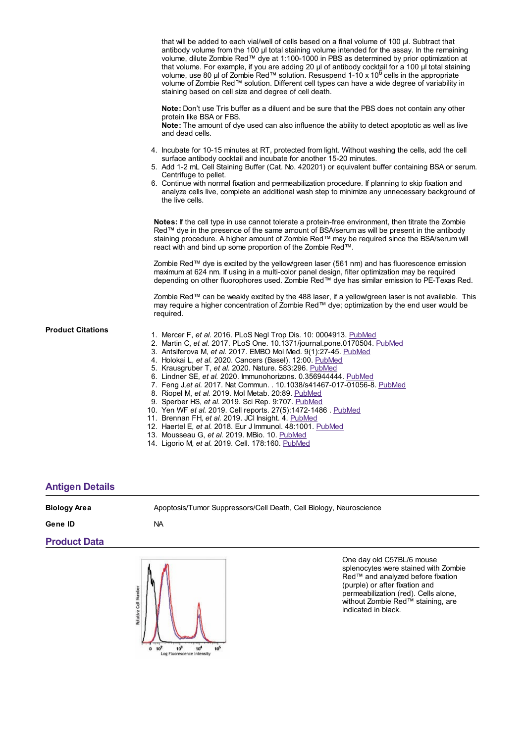that will be added to each vial/well of cells based on a final volume of 100 µl. Subtract that antibody volume from the 100 µl total staining volume intended for the assay. In the remaining volume, dilute Zombie Red™ dye at 1:100-1000 in PBS as determined by prior optimization at that volume. For example, if you are adding 20 µl of antibody cocktail for a 100 µl total staining volume, use 80 µl of Zombie Red™ solution. Resuspend 1-10 x $10^6$ cells in the appropriate volume of Zombie Red™ solution. Different cell types can have a wide degree of variability in staining based on cell size and degree of cell death.

**Note:** Don't use Tris buffer as a diluent and be sure that the PBS does not contain any other protein like BSA or FBS.
**Note:** The amount of dye used can also influence the ability to detect apoptotic as well as live and dead cells.

4. Incubate for 10-15 minutes at RT, protected from light. Without washing the cells, add the cell surface antibody cocktail and incubate for another 15-20 minutes.
5. Add 1-2 mL Cell Staining Buffer (Cat. No. 420201) or equivalent buffer containing BSA or serum. Centrifuge to pellet.
6. Continue with normal fixation and permeabilization procedure. If planning to skip fixation and analyze cells live, complete an additional wash step to minimize any unnecessary background of the live cells.

**Notes:** If the cell type in use cannot tolerate a protein-free environment, then titrate the Zombie Red™ dye in the presence of the same amount of BSA/serum as will be present in the antibody staining procedure. A higher amount of Zombie Red™ may be required since the BSA/serum will react with and bind up some proportion of the Zombie Red™.

Zombie Red™ dye is excited by the yellow/green laser (561 nm) and has fluorescence emission maximum at 624 nm. If using in a multi-color panel design, filter optimization may be required depending on other fluorophores used. Zombie Red™ dye has similar emission to PE-Texas Red.

Zombie Red™ can be weakly excited by the 488 laser, if a yellow/green laser is not available. This may require a higher concentration of Zombie Red™ dye; optimization by the end user would be required.

**Product Citations**

1. Mercer F, *et al.* 2016. PLoS Negl Trop Dis. 10: 0004913. PubMed
2. Martin C, *et al.* 2017. PLoS One. 10.1371/journal.pone.0170504. PubMed
3. Antsiferova M, *et al.* 2017. EMBO Mol Med. 9(1):27-45. PubMed
4. Holokai L, *et al.* 2020. Cancers (Basel). 12:00. PubMed
5. Krausgruber T, *et al.* 2020. Nature. 583:296. PubMed
6. Lindner SE, *et al.* 2020. Immunohorizons. 0.356944444. PubMed
7. Feng J,*et al.* 2017. Nat Commun. . 10.1038/s41467-017-01056-8. PubMed
8. Riopel M, *et al.* 2019. Mol Metab. 20:89. PubMed
9. Sperber HS, *et al.* 2019. Sci Rep. 9:707. PubMed
10. Yen WF *et al.* 2019. Cell reports. 27(5):1472-1486 . PubMed
11. Brennan FH, *et al.* 2019. JCI Insight. 4. PubMed
12. Haertel E, *et al.* 2018. Eur J Immunol. 48:1001. PubMed
13. Mousseau G, *et al.* 2019. MBio. 10. PubMed
14. Ligorio M, *et al.* 2019. Cell. 178:160. PubMed

## Antigen Details

**Biology Area** Apoptosis/Tumor Suppressors/Cell Death, Cell Biology, Neuroscience

**Gene ID** NA

## Product Data

One day old C57BL/6 mouse splenocytes were stained with Zombie Red™ and analyzed before fixation (purple) or after fixation and permeabilization (red). Cells alone, without Zombie Red™ staining, are indicated in black.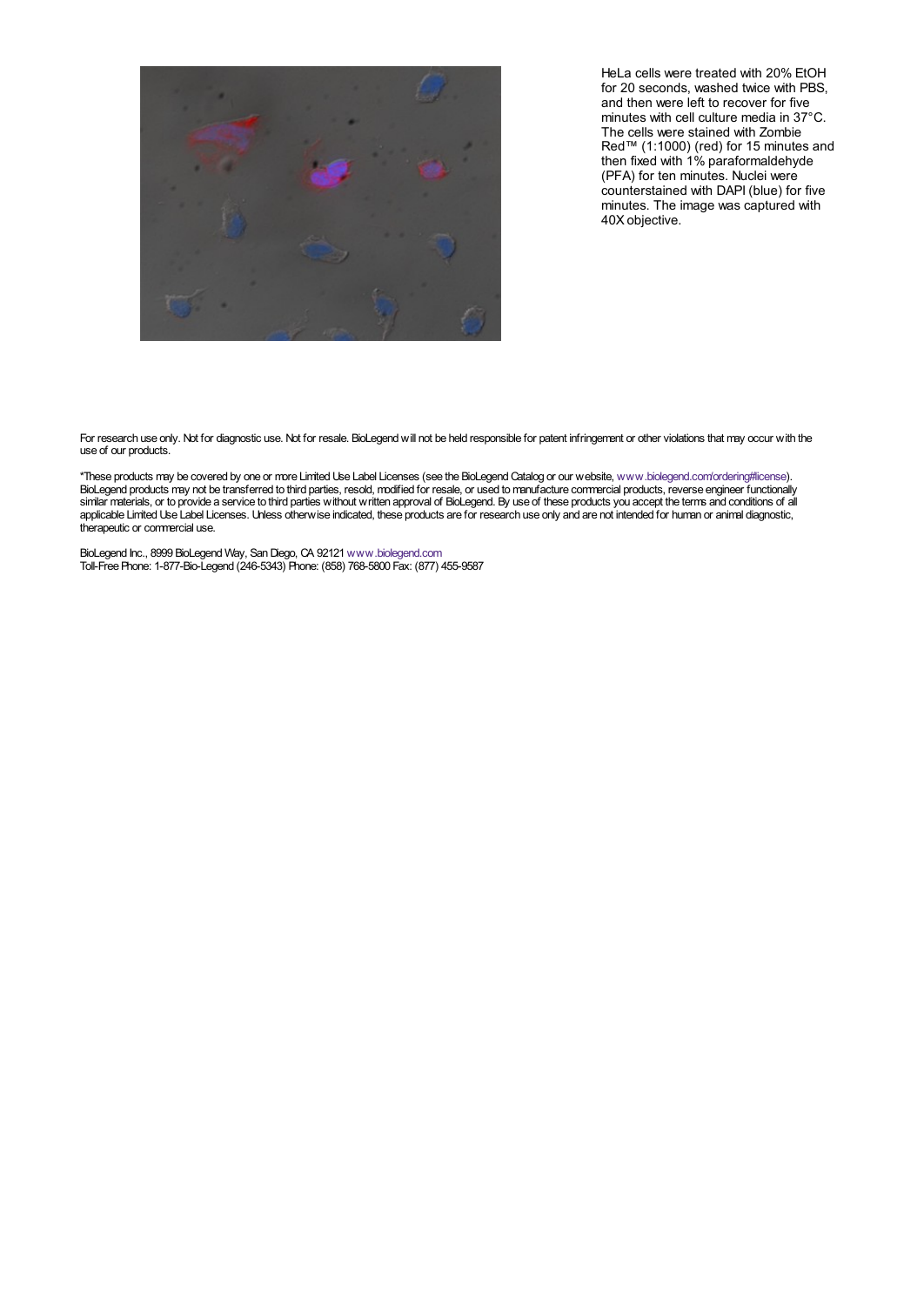HeLa cells were treated with 20% EtOH for 20 seconds, washed twice with PBS, and then were left to recover for five minutes with cell culture media in 37°C. The cells were stained with Zombie Red™ (1:1000) (red) for 15 minutes and then fixed with 1% paraformaldehyde (PFA) for ten minutes. Nuclei were counterstained with DAPI (blue) for five minutes. The image was captured with 40X objective.

For research use only. Not for diagnostic use. Not for resale. BioLegend will not be held responsible for patent infringement or other violations that may occur with the use of our products.

*These products may be covered by one or more Limited Use Label Licenses (see the BioLegend Catalog or our website, www.biolegend.com/ordering#license). BioLegend products may not be transferred to third parties, resold, modified for resale, or used to manufacture commercial products, reverse engineer functionally similar materials, or to provide a service to third parties without written approval of BioLegend. By use of these products you accept the terms and conditions of all applicable Limited Use Label Licenses. Unless otherwise indicated, these products are for research use only and are not intended for human or animal diagnostic, therapeutic or commercial use.

BioLegend Inc., 8999 BioLegend Way, San Diego, CA 92121 www.biolegend.com
Toll-Free Phone: 1-877-Bio-Legend (246-5343) Phone: (858) 768-5800 Fax: (877) 455-9587